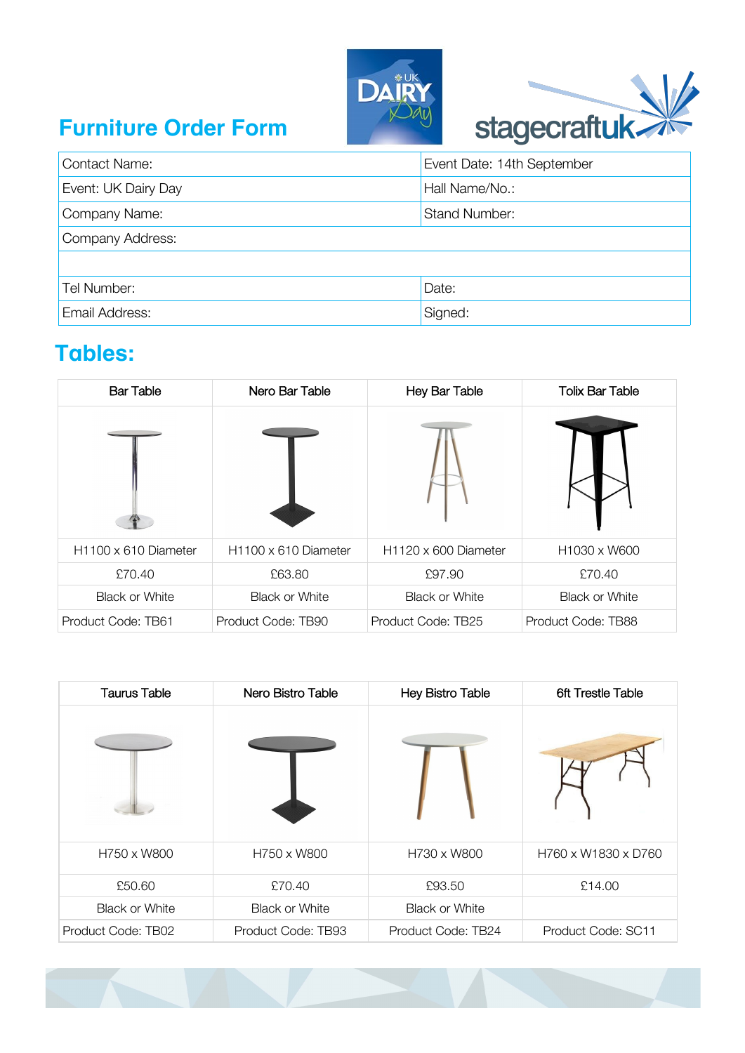# Furniture Order Form

| Contact Name: | Event Date: 14th September |
|---|---|
| Event: UK Dairy Day | Hall Name/No.: |
| Company Name: | Stand Number: |
| Company Address: | |
| | |
| Tel Number: | Date: |
| Email Address: | Signed: |

## Tables:

| Bar Table | Nero Bar Table | Hey Bar Table | Tolix Bar Table |
|---|---|---|---|
| H1100 x 610 Diameter | H1100 x 610 Diameter | H1120 x 600 Diameter | H1030 x W600 |
| £70.40 | £63.80 | £97.90 | £70.40 |
| Black or White | Black or White | Black or White | Black or White |
| Product Code: TB61 | Product Code: TB90 | Product Code: TB25 | Product Code: TB88 |

| Taurus Table | Nero Bistro Table | Hey Bistro Table | 6ft Trestle Table |
|---|---|---|---|
| H750 x W800 | H750 x W800 | H730 x W800 | H760 x W1830 x D760 |
| £50.60 | £70.40 | £93.50 | £14.00 |
| Black or White | Black or White | Black or White | |
| Product Code: TB02 | Product Code: TB93 | Product Code: TB24 | Product Code: SC11 |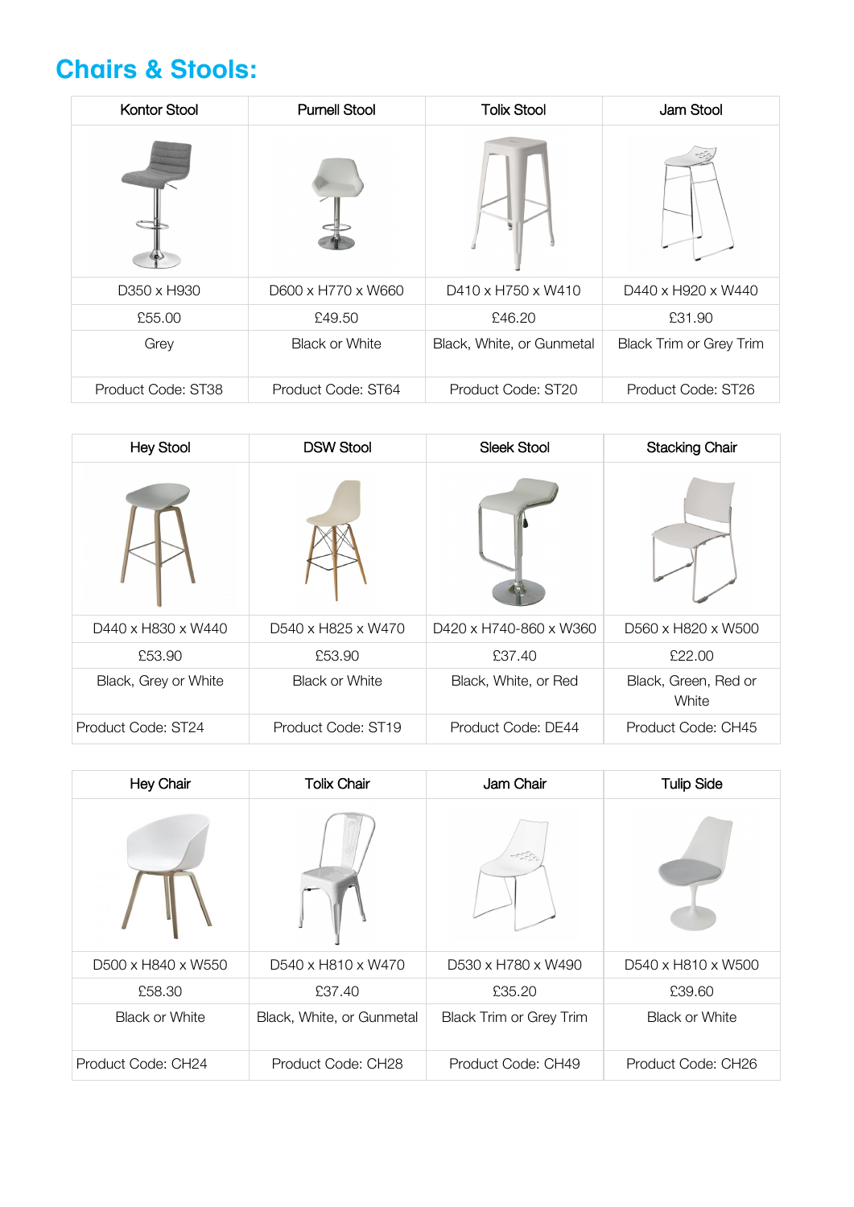## Chairs & Stools:

| Kontor Stool | Purnell Stool | Tolix Stool | Jam Stool |
|---|---|---|---|
| | | | |
| D350 x H930 | D600 x H770 x W660 | D410 x H750 x W410 | D440 x H920 x W440 |
| £55.00 | £49.50 | £46.20 | £31.90 |
| Grey | Black or White | Black, White, or Gunmetal | Black Trim or Grey Trim |
| Product Code: ST38 | Product Code: ST64 | Product Code: ST20 | Product Code: ST26 |

| Hey Stool | DSW Stool | Sleek Stool | Stacking Chair |
|---|---|---|---|
| | | | |
| D440 x H830 x W440 | D540 x H825 x W470 | D420 x H740-860 x W360 | D560 x H820 x W500 |
| £53.90 | £53.90 | £37.40 | £22.00 |
| Black, Grey or White | Black or White | Black, White, or Red | Black, Green, Red or White |
| Product Code: ST24 | Product Code: ST19 | Product Code: DE44 | Product Code: CH45 |

| Hey Chair | Tolix Chair | Jam Chair | Tulip Side |
|---|---|---|---|
| | | | |
| D500 x H840 x W550 | D540 x H810 x W470 | D530 x H780 x W490 | D540 x H810 x W500 |
| £58.30 | £37.40 | £35.20 | £39.60 |
| Black or White | Black, White, or Gunmetal | Black Trim or Grey Trim | Black or White |
| Product Code: CH24 | Product Code: CH28 | Product Code: CH49 | Product Code: CH26 |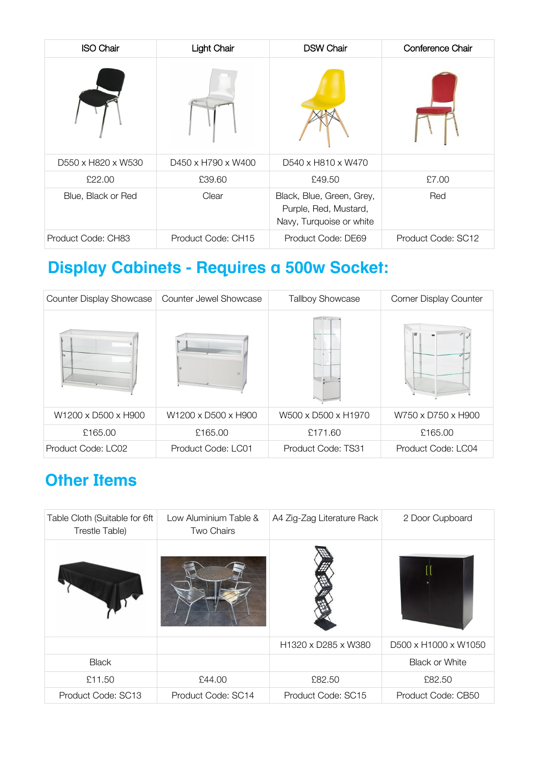| ISO Chair | Light Chair | DSW Chair | Conference Chair |
|---|---|---|---|
| | | | |
| D550 x H820 x W530 | D450 x H790 x W400 | D540 x H810 x W470 | |
| £22.00 | £39.60 | £49.50 | £7.00 |
| Blue, Black or Red | Clear | Black, Blue, Green, Grey, Purple, Red, Mustard, Navy, Turquoise or white | Red |
| Product Code: CH83 | Product Code: CH15 | Product Code: DE69 | Product Code: SC12 |

## Display Cabinets - Requires a 500w Socket:

| Counter Display Showcase | Counter Jewel Showcase | Tallboy Showcase | Corner Display Counter |
|---|---|---|---|
| | | | |
| W1200 x D500 x H900 | W1200 x D500 x H900 | W500 x D500 x H1970 | W750 x D750 x H900 |
| £165.00 | £165.00 | £171.60 | £165.00 |
| Product Code: LC02 | Product Code: LC01 | Product Code: TS31 | Product Code: LC04 |

## Other Items

| Table Cloth (Suitable for 6ft Trestle Table) | Low Aluminium Table & Two Chairs | A4 Zig-Zag Literature Rack | 2 Door Cupboard |
|---|---|---|---|
| | | | |
| | | H1320 x D285 x W380 | D500 x H1000 x W1050 |
| Black | | | Black or White |
| £11.50 | £44.00 | £82.50 | £82.50 |
| Product Code: SC13 | Product Code: SC14 | Product Code: SC15 | Product Code: CB50 |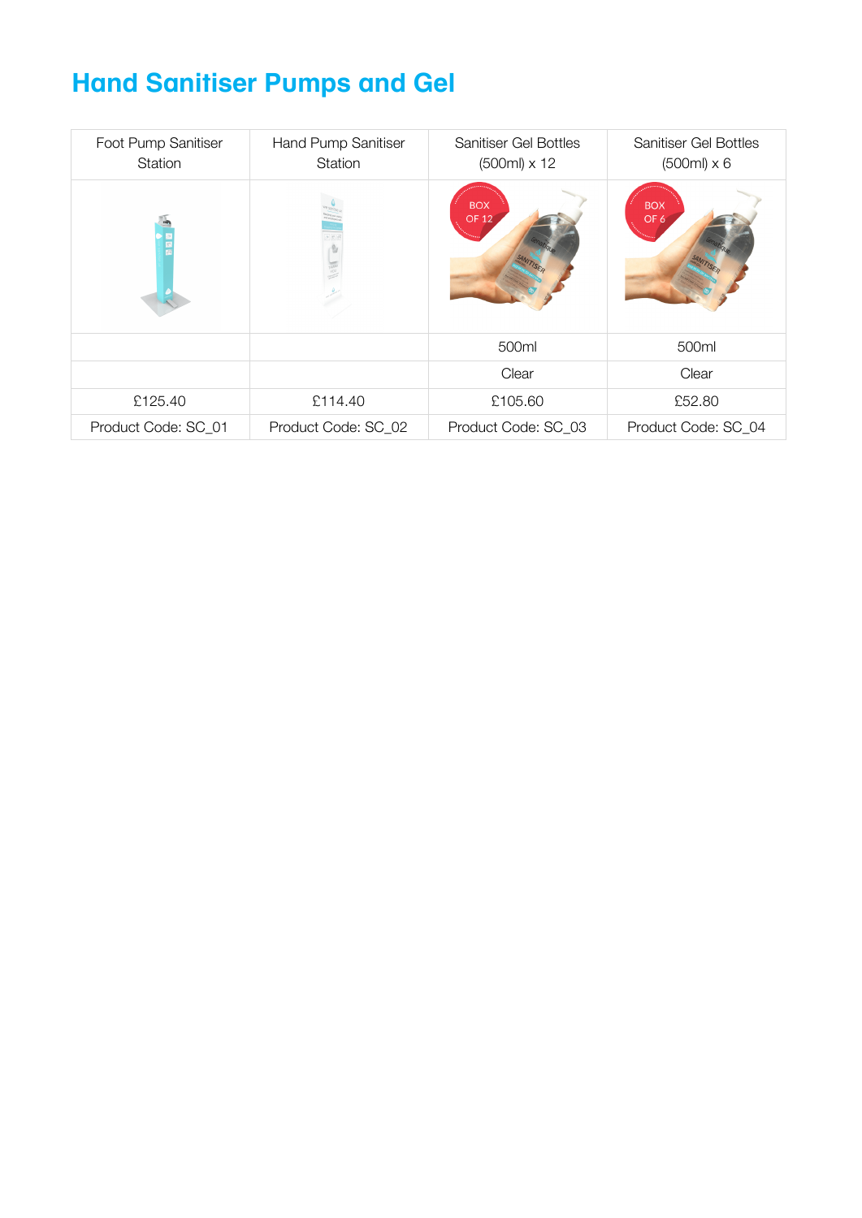# Hand Sanitiser Pumps and Gel

| Foot Pump Sanitiser Station | Hand Pump Sanitiser Station | Sanitiser Gel Bottles (500ml) x 12 | Sanitiser Gel Bottles (500ml) x 6 |
|---|---|---|---|
| | | | |
| | | 500ml | 500ml |
| | | Clear | Clear |
| £125.40 | £114.40 | £105.60 | £52.80 |
| Product Code: SC_01 | Product Code: SC_02 | Product Code: SC_03 | Product Code: SC_04 |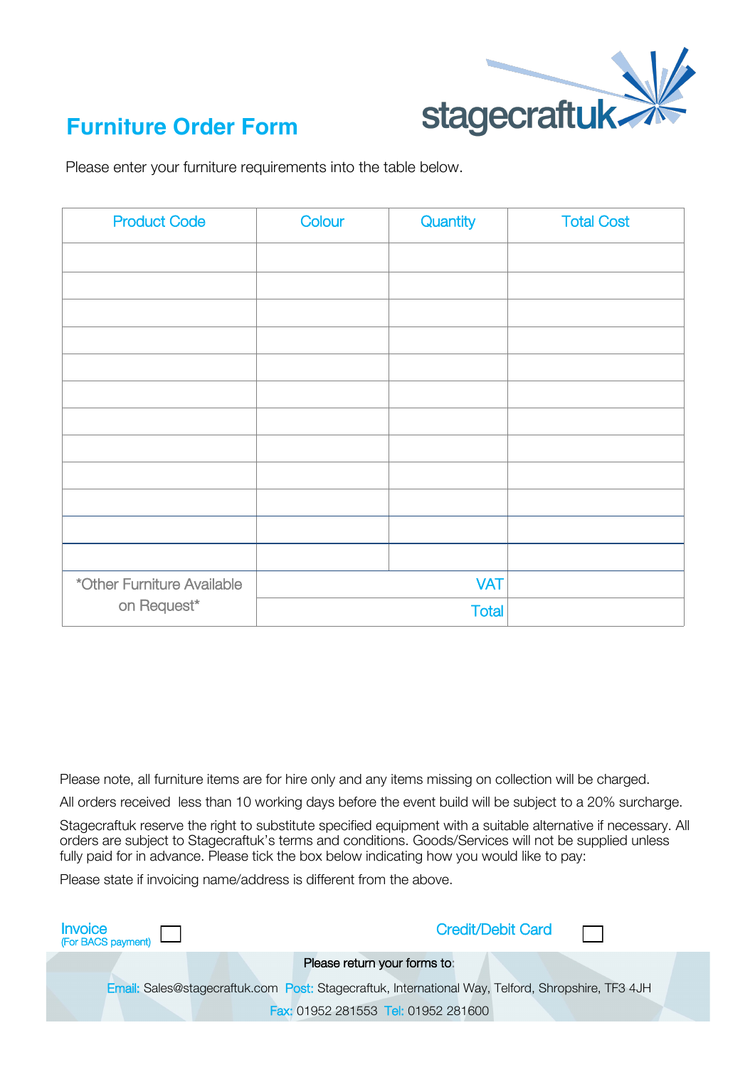# Furniture Order Form

stagecraftuk

Please enter your furniture requirements into the table below.

| Product Code | Colour | Quantity | Total Cost |
|---|---|---|---|
| | | | |
| | | | |
| | | | |
| | | | |
| | | | |
| | | | |
| | | | |
| | | | |
| | | | |
| | | | |
| | | | |
| | | | |
| *Other Furniture Available on Request* | | VAT | |
| | | Total | |

Please note, all furniture items are for hire only and any items missing on collection will be charged.

All orders received less than 10 working days before the event build will be subject to a 20% surcharge.

Stagecraftuk reserve the right to substitute specified equipment with a suitable alternative if necessary. All orders are subject to Stagecraftuk's terms and conditions. Goods/Services will not be supplied unless fully paid for in advance. Please tick the box below indicating how you would like to pay:

Please state if invoicing name/address is different from the above.

Invoice (For BACS payment) ☐ Credit/Debit Card ☐

Please return your forms to:

Email: Sales@stagecraftuk.com Post: Stagecraftuk, International Way, Telford, Shropshire, TF3 4JH

Fax: 01952 281553 Tel: 01952 281600